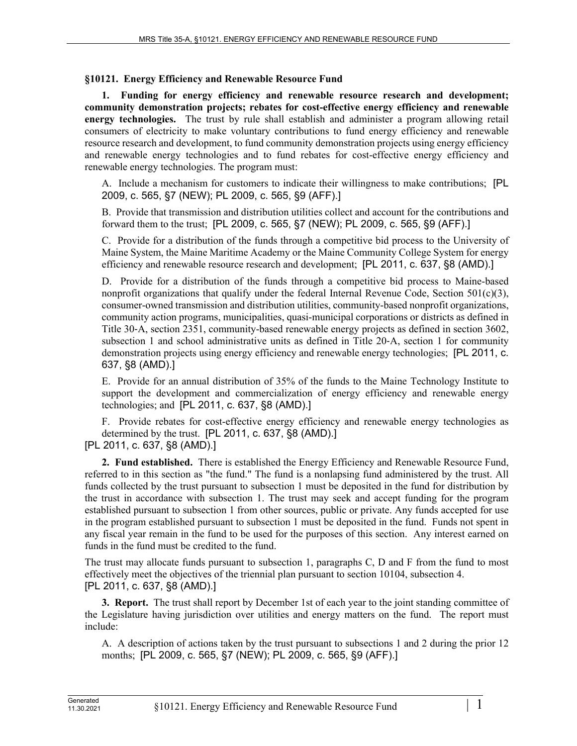## §10121. Energy Efficiency and Renewable Resource Fund

**1. Funding for energy efficiency and renewable resource research and development; community demonstration projects; rebates for cost-effective energy efficiency and renewable energy technologies.** The trust by rule shall establish and administer a program allowing retail consumers of electricity to make voluntary contributions to fund energy efficiency and renewable resource research and development, to fund community demonstration projects using energy efficiency and renewable energy technologies and to fund rebates for cost-effective energy efficiency and renewable energy technologies. The program must:

A. Include a mechanism for customers to indicate their willingness to make contributions; [PL 2009, c. 565, §7 (NEW); PL 2009, c. 565, §9 (AFF).]

B. Provide that transmission and distribution utilities collect and account for the contributions and forward them to the trust; [PL 2009, c. 565, §7 (NEW); PL 2009, c. 565, §9 (AFF).]

C. Provide for a distribution of the funds through a competitive bid process to the University of Maine System, the Maine Maritime Academy or the Maine Community College System for energy efficiency and renewable resource research and development; [PL 2011, c. 637, §8 (AMD).]

D. Provide for a distribution of the funds through a competitive bid process to Maine-based nonprofit organizations that qualify under the federal Internal Revenue Code, Section 501(c)(3), consumer-owned transmission and distribution utilities, community-based nonprofit organizations, community action programs, municipalities, quasi-municipal corporations or districts as defined in Title 30-A, section 2351, community-based renewable energy projects as defined in section 3602, subsection 1 and school administrative units as defined in Title 20-A, section 1 for community demonstration projects using energy efficiency and renewable energy technologies; [PL 2011, c. 637, §8 (AMD).]

E. Provide for an annual distribution of 35% of the funds to the Maine Technology Institute to support the development and commercialization of energy efficiency and renewable energy technologies; and [PL 2011, c. 637, §8 (AMD).]

F. Provide rebates for cost-effective energy efficiency and renewable energy technologies as determined by the trust. [PL 2011, c. 637, §8 (AMD).]

[PL 2011, c. 637, §8 (AMD).]

**2. Fund established.** There is established the Energy Efficiency and Renewable Resource Fund, referred to in this section as "the fund." The fund is a nonlapsing fund administered by the trust. All funds collected by the trust pursuant to subsection 1 must be deposited in the fund for distribution by the trust in accordance with subsection 1. The trust may seek and accept funding for the program established pursuant to subsection 1 from other sources, public or private. Any funds accepted for use in the program established pursuant to subsection 1 must be deposited in the fund. Funds not spent in any fiscal year remain in the fund to be used for the purposes of this section. Any interest earned on funds in the fund must be credited to the fund.

The trust may allocate funds pursuant to subsection 1, paragraphs C, D and F from the fund to most effectively meet the objectives of the triennial plan pursuant to section 10104, subsection 4.
[PL 2011, c. 637, §8 (AMD).]

**3. Report.** The trust shall report by December 1st of each year to the joint standing committee of the Legislature having jurisdiction over utilities and energy matters on the fund. The report must include:

A. A description of actions taken by the trust pursuant to subsections 1 and 2 during the prior 12 months; [PL 2009, c. 565, §7 (NEW); PL 2009, c. 565, §9 (AFF).]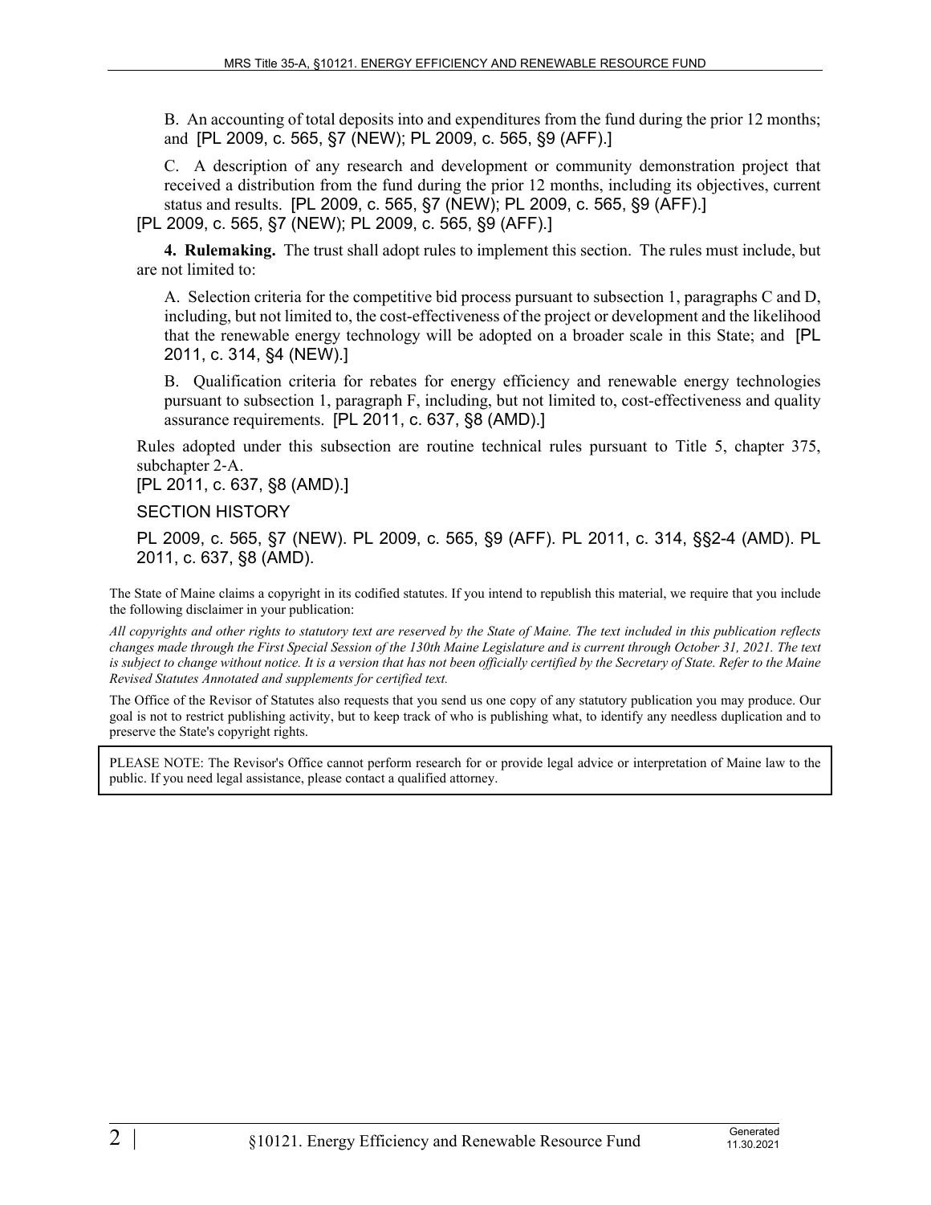B. An accounting of total deposits into and expenditures from the fund during the prior 12 months; and [PL 2009, c. 565, §7 (NEW); PL 2009, c. 565, §9 (AFF).]

C. A description of any research and development or community demonstration project that received a distribution from the fund during the prior 12 months, including its objectives, current status and results. [PL 2009, c. 565, §7 (NEW); PL 2009, c. 565, §9 (AFF).]

[PL 2009, c. 565, §7 (NEW); PL 2009, c. 565, §9 (AFF).]

**4. Rulemaking.** The trust shall adopt rules to implement this section. The rules must include, but are not limited to:

A. Selection criteria for the competitive bid process pursuant to subsection 1, paragraphs C and D, including, but not limited to, the cost-effectiveness of the project or development and the likelihood that the renewable energy technology will be adopted on a broader scale in this State; and [PL 2011, c. 314, §4 (NEW).]

B. Qualification criteria for rebates for energy efficiency and renewable energy technologies pursuant to subsection 1, paragraph F, including, but not limited to, cost-effectiveness and quality assurance requirements. [PL 2011, c. 637, §8 (AMD).]

Rules adopted under this subsection are routine technical rules pursuant to Title 5, chapter 375, subchapter 2-A.

[PL 2011, c. 637, §8 (AMD).]

SECTION HISTORY

PL 2009, c. 565, §7 (NEW). PL 2009, c. 565, §9 (AFF). PL 2011, c. 314, §§2-4 (AMD). PL 2011, c. 637, §8 (AMD).

The State of Maine claims a copyright in its codified statutes. If you intend to republish this material, we require that you include the following disclaimer in your publication:

*All copyrights and other rights to statutory text are reserved by the State of Maine. The text included in this publication reflects changes made through the First Special Session of the 130th Maine Legislature and is current through October 31, 2021. The text is subject to change without notice. It is a version that has not been officially certified by the Secretary of State. Refer to the Maine Revised Statutes Annotated and supplements for certified text.*

The Office of the Revisor of Statutes also requests that you send us one copy of any statutory publication you may produce. Our goal is not to restrict publishing activity, but to keep track of who is publishing what, to identify any needless duplication and to preserve the State's copyright rights.

PLEASE NOTE: The Revisor's Office cannot perform research for or provide legal advice or interpretation of Maine law to the public. If you need legal assistance, please contact a qualified attorney.